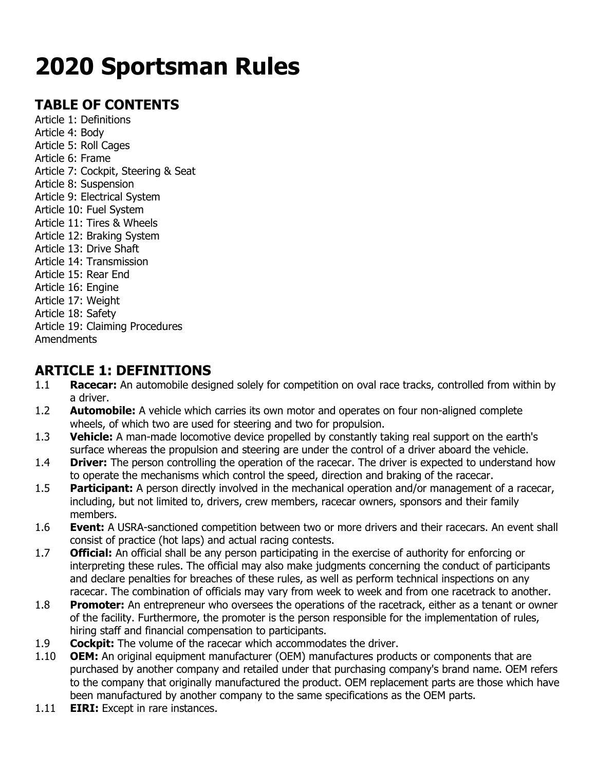# 2020 Sportsman Rules

## TABLE OF CONTENTS

Article 1: Definitions
Article 4: Body
Article 5: Roll Cages
Article 6: Frame
Article 7: Cockpit, Steering & Seat
Article 8: Suspension
Article 9: Electrical System
Article 10: Fuel System
Article 11: Tires & Wheels
Article 12: Braking System
Article 13: Drive Shaft
Article 14: Transmission
Article 15: Rear End
Article 16: Engine
Article 17: Weight
Article 18: Safety
Article 19: Claiming Procedures
Amendments

## ARTICLE 1: DEFINITIONS

1.1 **Racecar:** An automobile designed solely for competition on oval race tracks, controlled from within by a driver.

1.2 **Automobile:** A vehicle which carries its own motor and operates on four non-aligned complete wheels, of which two are used for steering and two for propulsion.

1.3 **Vehicle:** A man-made locomotive device propelled by constantly taking real support on the earth's surface whereas the propulsion and steering are under the control of a driver aboard the vehicle.

1.4 **Driver:** The person controlling the operation of the racecar. The driver is expected to understand how to operate the mechanisms which control the speed, direction and braking of the racecar.

1.5 **Participant:** A person directly involved in the mechanical operation and/or management of a racecar, including, but not limited to, drivers, crew members, racecar owners, sponsors and their family members.

1.6 **Event:** A USRA-sanctioned competition between two or more drivers and their racecars. An event shall consist of practice (hot laps) and actual racing contests.

1.7 **Official:** An official shall be any person participating in the exercise of authority for enforcing or interpreting these rules. The official may also make judgments concerning the conduct of participants and declare penalties for breaches of these rules, as well as perform technical inspections on any racecar. The combination of officials may vary from week to week and from one racetrack to another.

1.8 **Promoter:** An entrepreneur who oversees the operations of the racetrack, either as a tenant or owner of the facility. Furthermore, the promoter is the person responsible for the implementation of rules, hiring staff and financial compensation to participants.

1.9 **Cockpit:** The volume of the racecar which accommodates the driver.

1.10 **OEM:** An original equipment manufacturer (OEM) manufactures products or components that are purchased by another company and retailed under that purchasing company's brand name. OEM refers to the company that originally manufactured the product. OEM replacement parts are those which have been manufactured by another company to the same specifications as the OEM parts.

1.11 **EIRI:** Except in rare instances.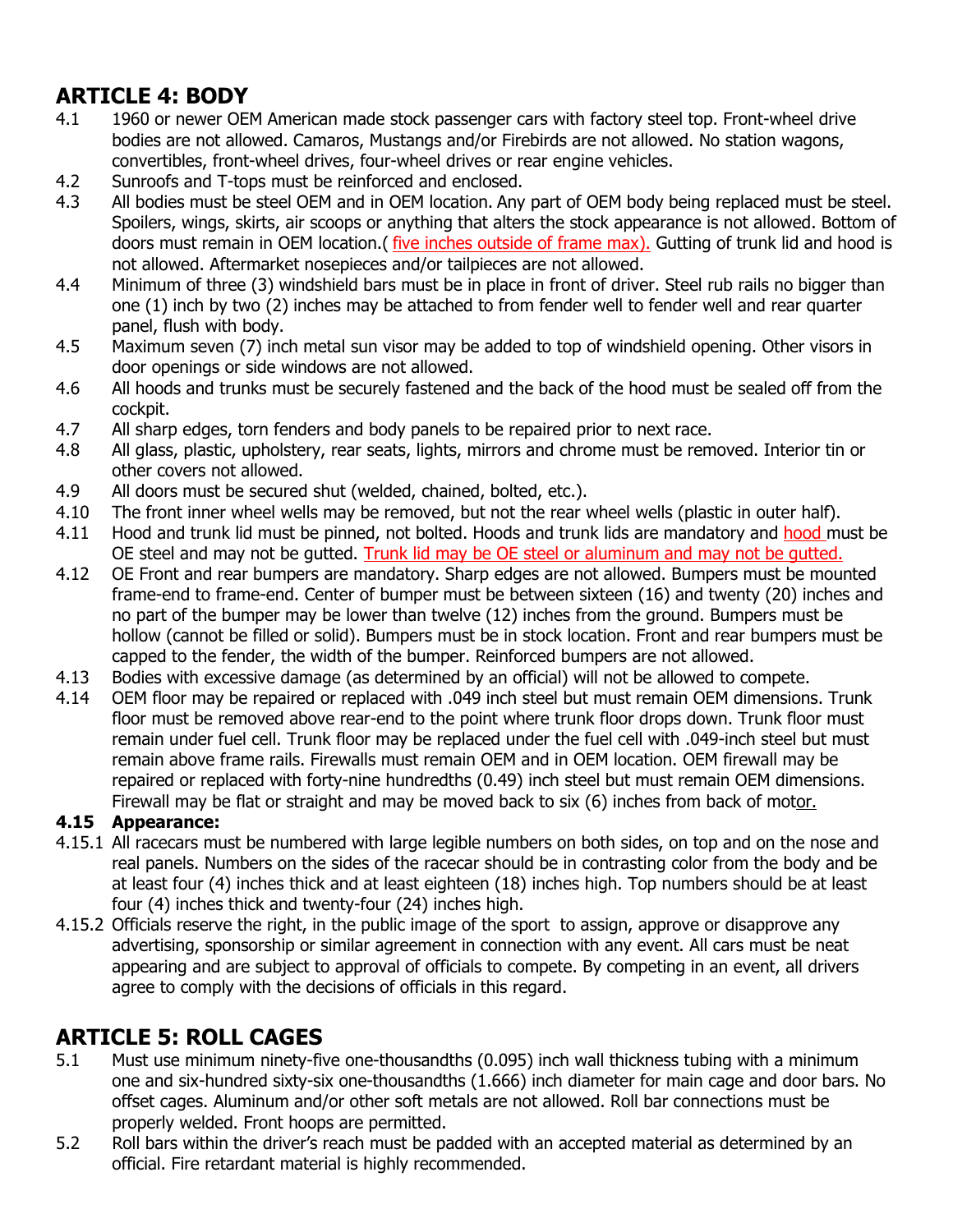## ARTICLE 4: BODY

4.1 1960 or newer OEM American made stock passenger cars with factory steel top. Front-wheel drive bodies are not allowed. Camaros, Mustangs and/or Firebirds are not allowed. No station wagons, convertibles, front-wheel drives, four-wheel drives or rear engine vehicles.

4.2 Sunroofs and T-tops must be reinforced and enclosed.

4.3 All bodies must be steel OEM and in OEM location. Any part of OEM body being replaced must be steel. Spoilers, wings, skirts, air scoops or anything that alters the stock appearance is not allowed. Bottom of doors must remain in OEM location.( five inches outside of frame max). Gutting of trunk lid and hood is not allowed. Aftermarket nosepieces and/or tailpieces are not allowed.

4.4 Minimum of three (3) windshield bars must be in place in front of driver. Steel rub rails no bigger than one (1) inch by two (2) inches may be attached to from fender well to fender well and rear quarter panel, flush with body.

4.5 Maximum seven (7) inch metal sun visor may be added to top of windshield opening. Other visors in door openings or side windows are not allowed.

4.6 All hoods and trunks must be securely fastened and the back of the hood must be sealed off from the cockpit.

4.7 All sharp edges, torn fenders and body panels to be repaired prior to next race.

4.8 All glass, plastic, upholstery, rear seats, lights, mirrors and chrome must be removed. Interior tin or other covers not allowed.

4.9 All doors must be secured shut (welded, chained, bolted, etc.).

4.10 The front inner wheel wells may be removed, but not the rear wheel wells (plastic in outer half).

4.11 Hood and trunk lid must be pinned, not bolted. Hoods and trunk lids are mandatory and hood must be OE steel and may not be gutted. Trunk lid may be OE steel or aluminum and may not be gutted.

4.12 OE Front and rear bumpers are mandatory. Sharp edges are not allowed. Bumpers must be mounted frame-end to frame-end. Center of bumper must be between sixteen (16) and twenty (20) inches and no part of the bumper may be lower than twelve (12) inches from the ground. Bumpers must be hollow (cannot be filled or solid). Bumpers must be in stock location. Front and rear bumpers must be capped to the fender, the width of the bumper. Reinforced bumpers are not allowed.

4.13 Bodies with excessive damage (as determined by an official) will not be allowed to compete.

4.14 OEM floor may be repaired or replaced with .049 inch steel but must remain OEM dimensions. Trunk floor must be removed above rear-end to the point where trunk floor drops down. Trunk floor must remain under fuel cell. Trunk floor may be replaced under the fuel cell with .049-inch steel but must remain above frame rails. Firewalls must remain OEM and in OEM location. OEM firewall may be repaired or replaced with forty-nine hundredths (0.49) inch steel but must remain OEM dimensions. Firewall may be flat or straight and may be moved back to six (6) inches from back of motor.

### 4.15 Appearance:

4.15.1 All racecars must be numbered with large legible numbers on both sides, on top and on the nose and real panels. Numbers on the sides of the racecar should be in contrasting color from the body and be at least four (4) inches thick and at least eighteen (18) inches high. Top numbers should be at least four (4) inches thick and twenty-four (24) inches high.

4.15.2 Officials reserve the right, in the public image of the sport to assign, approve or disapprove any advertising, sponsorship or similar agreement in connection with any event. All cars must be neat appearing and are subject to approval of officials to compete. By competing in an event, all drivers agree to comply with the decisions of officials in this regard.

## ARTICLE 5: ROLL CAGES

5.1 Must use minimum ninety-five one-thousandths (0.095) inch wall thickness tubing with a minimum one and six-hundred sixty-six one-thousandths (1.666) inch diameter for main cage and door bars. No offset cages. Aluminum and/or other soft metals are not allowed. Roll bar connections must be properly welded. Front hoops are permitted.

5.2 Roll bars within the driver's reach must be padded with an accepted material as determined by an official. Fire retardant material is highly recommended.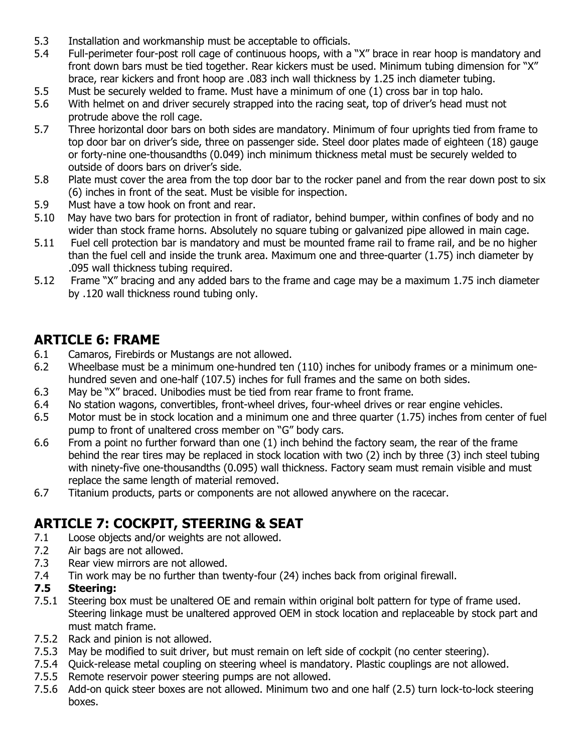5.3 Installation and workmanship must be acceptable to officials.

5.4 Full-perimeter four-post roll cage of continuous hoops, with a "X" brace in rear hoop is mandatory and front down bars must be tied together. Rear kickers must be used. Minimum tubing dimension for "X" brace, rear kickers and front hoop are .083 inch wall thickness by 1.25 inch diameter tubing.

5.5 Must be securely welded to frame. Must have a minimum of one (1) cross bar in top halo.

5.6 With helmet on and driver securely strapped into the racing seat, top of driver's head must not protrude above the roll cage.

5.7 Three horizontal door bars on both sides are mandatory. Minimum of four uprights tied from frame to top door bar on driver's side, three on passenger side. Steel door plates made of eighteen (18) gauge or forty-nine one-thousandths (0.049) inch minimum thickness metal must be securely welded to outside of doors bars on driver's side.

5.8 Plate must cover the area from the top door bar to the rocker panel and from the rear down post to six (6) inches in front of the seat. Must be visible for inspection.

5.9 Must have a tow hook on front and rear.

5.10 May have two bars for protection in front of radiator, behind bumper, within confines of body and no wider than stock frame horns. Absolutely no square tubing or galvanized pipe allowed in main cage.

5.11 Fuel cell protection bar is mandatory and must be mounted frame rail to frame rail, and be no higher than the fuel cell and inside the trunk area. Maximum one and three-quarter (1.75) inch diameter by .095 wall thickness tubing required.

5.12 Frame "X" bracing and any added bars to the frame and cage may be a maximum 1.75 inch diameter by .120 wall thickness round tubing only.

## ARTICLE 6: FRAME

6.1 Camaros, Firebirds or Mustangs are not allowed.

6.2 Wheelbase must be a minimum one-hundred ten (110) inches for unibody frames or a minimum one-hundred seven and one-half (107.5) inches for full frames and the same on both sides.

6.3 May be "X" braced. Unibodies must be tied from rear frame to front frame.

6.4 No station wagons, convertibles, front-wheel drives, four-wheel drives or rear engine vehicles.

6.5 Motor must be in stock location and a minimum one and three quarter (1.75) inches from center of fuel pump to front of unaltered cross member on "G" body cars.

6.6 From a point no further forward than one (1) inch behind the factory seam, the rear of the frame behind the rear tires may be replaced in stock location with two (2) inch by three (3) inch steel tubing with ninety-five one-thousandths (0.095) wall thickness. Factory seam must remain visible and must replace the same length of material removed.

6.7 Titanium products, parts or components are not allowed anywhere on the racecar.

## ARTICLE 7: COCKPIT, STEERING & SEAT

7.1 Loose objects and/or weights are not allowed.

7.2 Air bags are not allowed.

7.3 Rear view mirrors are not allowed.

7.4 Tin work may be no further than twenty-four (24) inches back from original firewall.

**7.5 Steering:**

7.5.1 Steering box must be unaltered OE and remain within original bolt pattern for type of frame used. Steering linkage must be unaltered approved OEM in stock location and replaceable by stock part and must match frame.

7.5.2 Rack and pinion is not allowed.

7.5.3 May be modified to suit driver, but must remain on left side of cockpit (no center steering).

7.5.4 Quick-release metal coupling on steering wheel is mandatory. Plastic couplings are not allowed.

7.5.5 Remote reservoir power steering pumps are not allowed.

7.5.6 Add-on quick steer boxes are not allowed. Minimum two and one half (2.5) turn lock-to-lock steering boxes.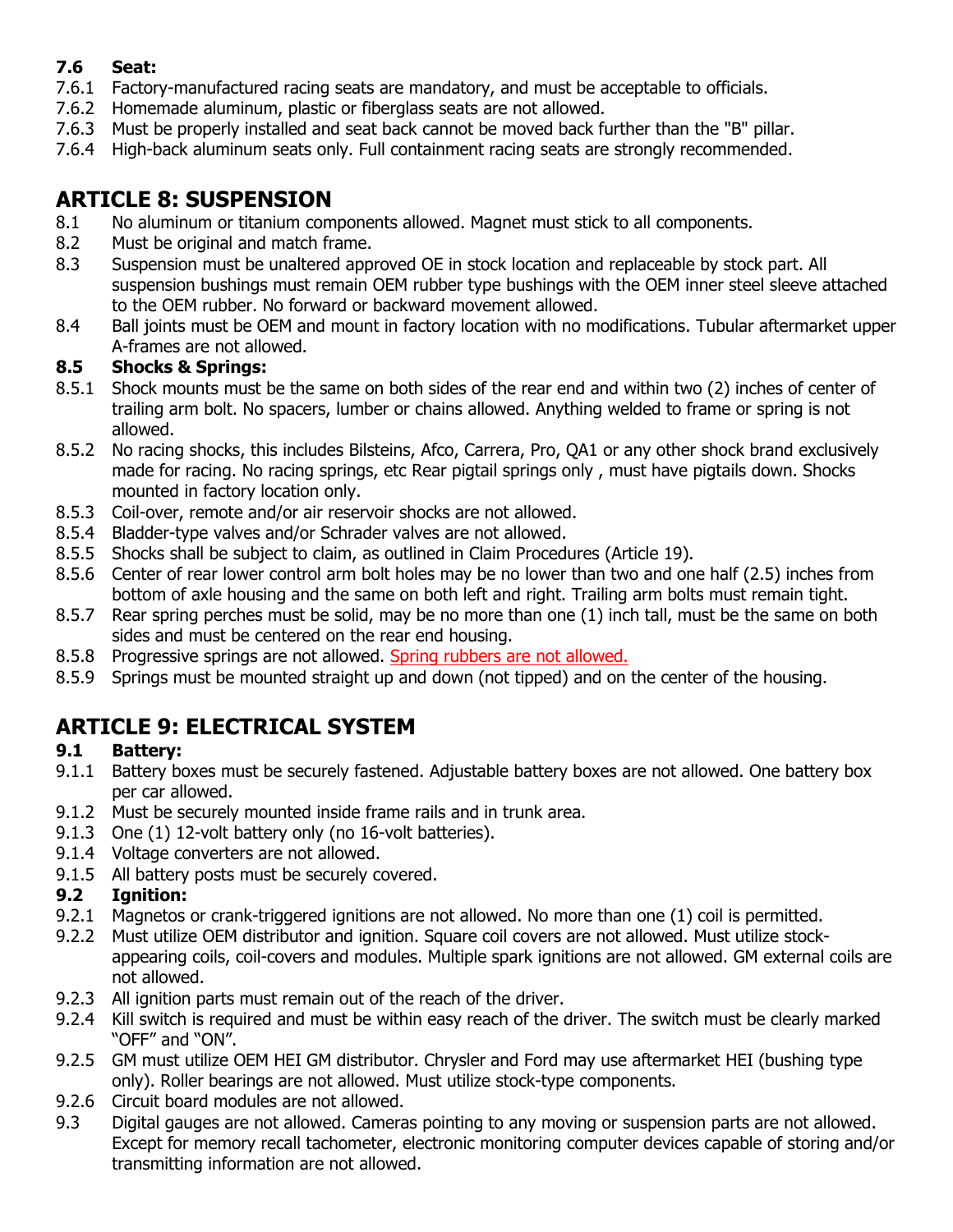### 7.6 Seat:

7.6.1 Factory-manufactured racing seats are mandatory, and must be acceptable to officials.

7.6.2 Homemade aluminum, plastic or fiberglass seats are not allowed.

7.6.3 Must be properly installed and seat back cannot be moved back further than the "B" pillar.

7.6.4 High-back aluminum seats only. Full containment racing seats are strongly recommended.

## ARTICLE 8: SUSPENSION

8.1 No aluminum or titanium components allowed. Magnet must stick to all components.

8.2 Must be original and match frame.

8.3 Suspension must be unaltered approved OE in stock location and replaceable by stock part. All suspension bushings must remain OEM rubber type bushings with the OEM inner steel sleeve attached to the OEM rubber. No forward or backward movement allowed.

8.4 Ball joints must be OEM and mount in factory location with no modifications. Tubular aftermarket upper A-frames are not allowed.

### 8.5 Shocks & Springs:

8.5.1 Shock mounts must be the same on both sides of the rear end and within two (2) inches of center of trailing arm bolt. No spacers, lumber or chains allowed. Anything welded to frame or spring is not allowed.

8.5.2 No racing shocks, this includes Bilsteins, Afco, Carrera, Pro, QA1 or any other shock brand exclusively made for racing. No racing springs, etc Rear pigtail springs only , must have pigtails down. Shocks mounted in factory location only.

8.5.3 Coil-over, remote and/or air reservoir shocks are not allowed.

8.5.4 Bladder-type valves and/or Schrader valves are not allowed.

8.5.5 Shocks shall be subject to claim, as outlined in Claim Procedures (Article 19).

8.5.6 Center of rear lower control arm bolt holes may be no lower than two and one half (2.5) inches from bottom of axle housing and the same on both left and right. Trailing arm bolts must remain tight.

8.5.7 Rear spring perches must be solid, may be no more than one (1) inch tall, must be the same on both sides and must be centered on the rear end housing.

8.5.8 Progressive springs are not allowed. Spring rubbers are not allowed.

8.5.9 Springs must be mounted straight up and down (not tipped) and on the center of the housing.

## ARTICLE 9: ELECTRICAL SYSTEM

### 9.1 Battery:

9.1.1 Battery boxes must be securely fastened. Adjustable battery boxes are not allowed. One battery box per car allowed.

9.1.2 Must be securely mounted inside frame rails and in trunk area.

9.1.3 One (1) 12-volt battery only (no 16-volt batteries).

9.1.4 Voltage converters are not allowed.

9.1.5 All battery posts must be securely covered.

### 9.2 Ignition:

9.2.1 Magnetos or crank-triggered ignitions are not allowed. No more than one (1) coil is permitted.

9.2.2 Must utilize OEM distributor and ignition. Square coil covers are not allowed. Must utilize stock-appearing coils, coil-covers and modules. Multiple spark ignitions are not allowed. GM external coils are not allowed.

9.2.3 All ignition parts must remain out of the reach of the driver.

9.2.4 Kill switch is required and must be within easy reach of the driver. The switch must be clearly marked "OFF" and "ON".

9.2.5 GM must utilize OEM HEI GM distributor. Chrysler and Ford may use aftermarket HEI (bushing type only). Roller bearings are not allowed. Must utilize stock-type components.

9.2.6 Circuit board modules are not allowed.

9.3 Digital gauges are not allowed. Cameras pointing to any moving or suspension parts are not allowed. Except for memory recall tachometer, electronic monitoring computer devices capable of storing and/or transmitting information are not allowed.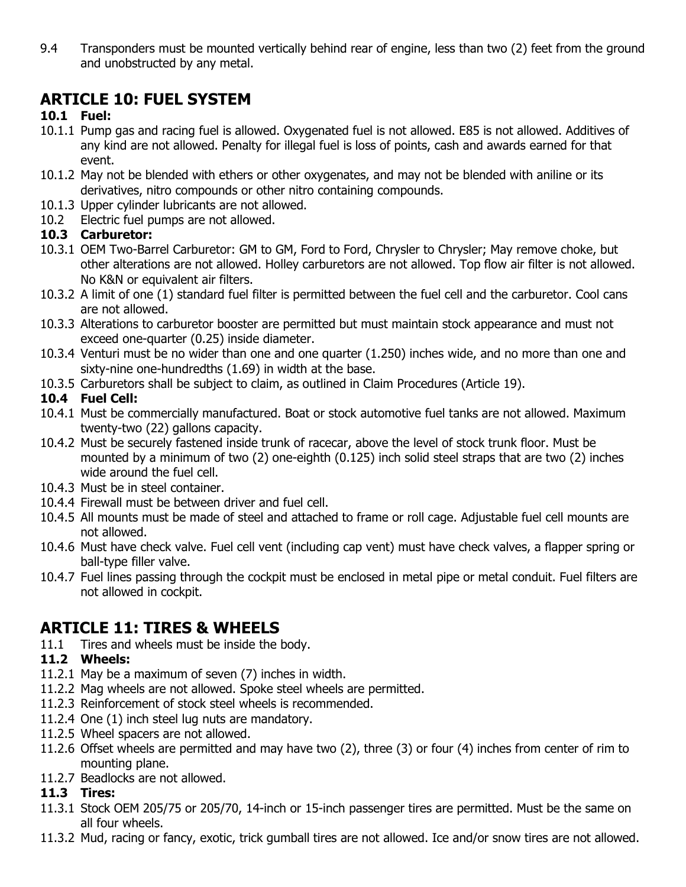9.4 Transponders must be mounted vertically behind rear of engine, less than two (2) feet from the ground and unobstructed by any metal.

## ARTICLE 10: FUEL SYSTEM

**10.1 Fuel:**

10.1.1 Pump gas and racing fuel is allowed. Oxygenated fuel is not allowed. E85 is not allowed. Additives of any kind are not allowed. Penalty for illegal fuel is loss of points, cash and awards earned for that event.

10.1.2 May not be blended with ethers or other oxygenates, and may not be blended with aniline or its derivatives, nitro compounds or other nitro containing compounds.

10.1.3 Upper cylinder lubricants are not allowed.

10.2 Electric fuel pumps are not allowed.

**10.3 Carburetor:**

10.3.1 OEM Two-Barrel Carburetor: GM to GM, Ford to Ford, Chrysler to Chrysler; May remove choke, but other alterations are not allowed. Holley carburetors are not allowed. Top flow air filter is not allowed. No K&N or equivalent air filters.

10.3.2 A limit of one (1) standard fuel filter is permitted between the fuel cell and the carburetor. Cool cans are not allowed.

10.3.3 Alterations to carburetor booster are permitted but must maintain stock appearance and must not exceed one-quarter (0.25) inside diameter.

10.3.4 Venturi must be no wider than one and one quarter (1.250) inches wide, and no more than one and sixty-nine one-hundredths (1.69) in width at the base.

10.3.5 Carburetors shall be subject to claim, as outlined in Claim Procedures (Article 19).

**10.4 Fuel Cell:**

10.4.1 Must be commercially manufactured. Boat or stock automotive fuel tanks are not allowed. Maximum twenty-two (22) gallons capacity.

10.4.2 Must be securely fastened inside trunk of racecar, above the level of stock trunk floor. Must be mounted by a minimum of two (2) one-eighth (0.125) inch solid steel straps that are two (2) inches wide around the fuel cell.

10.4.3 Must be in steel container.

10.4.4 Firewall must be between driver and fuel cell.

10.4.5 All mounts must be made of steel and attached to frame or roll cage. Adjustable fuel cell mounts are not allowed.

10.4.6 Must have check valve. Fuel cell vent (including cap vent) must have check valves, a flapper spring or ball-type filler valve.

10.4.7 Fuel lines passing through the cockpit must be enclosed in metal pipe or metal conduit. Fuel filters are not allowed in cockpit.

## ARTICLE 11: TIRES & WHEELS

11.1 Tires and wheels must be inside the body.

**11.2 Wheels:**

11.2.1 May be a maximum of seven (7) inches in width.

11.2.2 Mag wheels are not allowed. Spoke steel wheels are permitted.

11.2.3 Reinforcement of stock steel wheels is recommended.

11.2.4 One (1) inch steel lug nuts are mandatory.

11.2.5 Wheel spacers are not allowed.

11.2.6 Offset wheels are permitted and may have two (2), three (3) or four (4) inches from center of rim to mounting plane.

11.2.7 Beadlocks are not allowed.

**11.3 Tires:**

11.3.1 Stock OEM 205/75 or 205/70, 14-inch or 15-inch passenger tires are permitted. Must be the same on all four wheels.

11.3.2 Mud, racing or fancy, exotic, trick gumball tires are not allowed. Ice and/or snow tires are not allowed.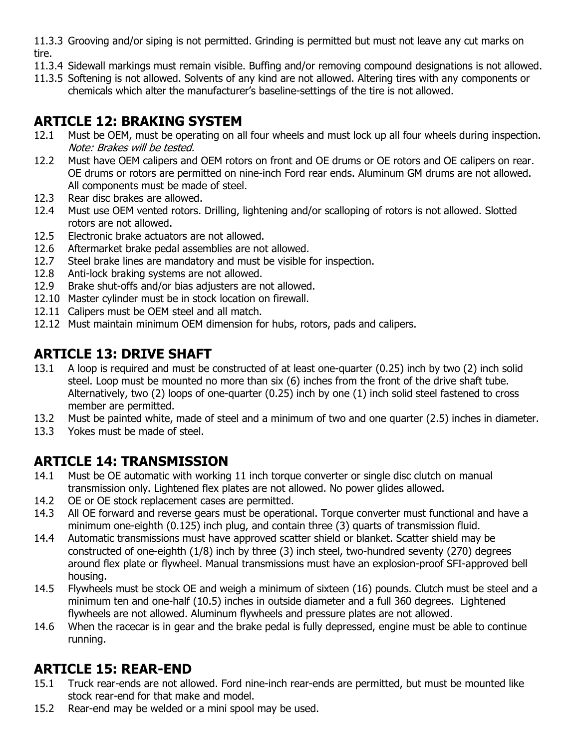11.3.3 Grooving and/or siping is not permitted. Grinding is permitted but must not leave any cut marks on tire.

11.3.4 Sidewall markings must remain visible. Buffing and/or removing compound designations is not allowed.

11.3.5 Softening is not allowed. Solvents of any kind are not allowed. Altering tires with any components or chemicals which alter the manufacturer's baseline-settings of the tire is not allowed.

## ARTICLE 12: BRAKING SYSTEM

12.1 Must be OEM, must be operating on all four wheels and must lock up all four wheels during inspection. *Note: Brakes will be tested.*

12.2 Must have OEM calipers and OEM rotors on front and OE drums or OE rotors and OE calipers on rear. OE drums or rotors are permitted on nine-inch Ford rear ends. Aluminum GM drums are not allowed. All components must be made of steel.

12.3 Rear disc brakes are allowed.

12.4 Must use OEM vented rotors. Drilling, lightening and/or scalloping of rotors is not allowed. Slotted rotors are not allowed.

12.5 Electronic brake actuators are not allowed.

12.6 Aftermarket brake pedal assemblies are not allowed.

12.7 Steel brake lines are mandatory and must be visible for inspection.

12.8 Anti-lock braking systems are not allowed.

12.9 Brake shut-offs and/or bias adjusters are not allowed.

12.10 Master cylinder must be in stock location on firewall.

12.11 Calipers must be OEM steel and all match.

12.12 Must maintain minimum OEM dimension for hubs, rotors, pads and calipers.

## ARTICLE 13: DRIVE SHAFT

13.1 A loop is required and must be constructed of at least one-quarter (0.25) inch by two (2) inch solid steel. Loop must be mounted no more than six (6) inches from the front of the drive shaft tube. Alternatively, two (2) loops of one-quarter (0.25) inch by one (1) inch solid steel fastened to cross member are permitted.

13.2 Must be painted white, made of steel and a minimum of two and one quarter (2.5) inches in diameter.

13.3 Yokes must be made of steel.

## ARTICLE 14: TRANSMISSION

14.1 Must be OE automatic with working 11 inch torque converter or single disc clutch on manual transmission only. Lightened flex plates are not allowed. No power glides allowed.

14.2 OE or OE stock replacement cases are permitted.

14.3 All OE forward and reverse gears must be operational. Torque converter must functional and have a minimum one-eighth (0.125) inch plug, and contain three (3) quarts of transmission fluid.

14.4 Automatic transmissions must have approved scatter shield or blanket. Scatter shield may be constructed of one-eighth (1/8) inch by three (3) inch steel, two-hundred seventy (270) degrees around flex plate or flywheel. Manual transmissions must have an explosion-proof SFI-approved bell housing.

14.5 Flywheels must be stock OE and weigh a minimum of sixteen (16) pounds. Clutch must be steel and a minimum ten and one-half (10.5) inches in outside diameter and a full 360 degrees. Lightened flywheels are not allowed. Aluminum flywheels and pressure plates are not allowed.

14.6 When the racecar is in gear and the brake pedal is fully depressed, engine must be able to continue running.

## ARTICLE 15: REAR-END

15.1 Truck rear-ends are not allowed. Ford nine-inch rear-ends are permitted, but must be mounted like stock rear-end for that make and model.

15.2 Rear-end may be welded or a mini spool may be used.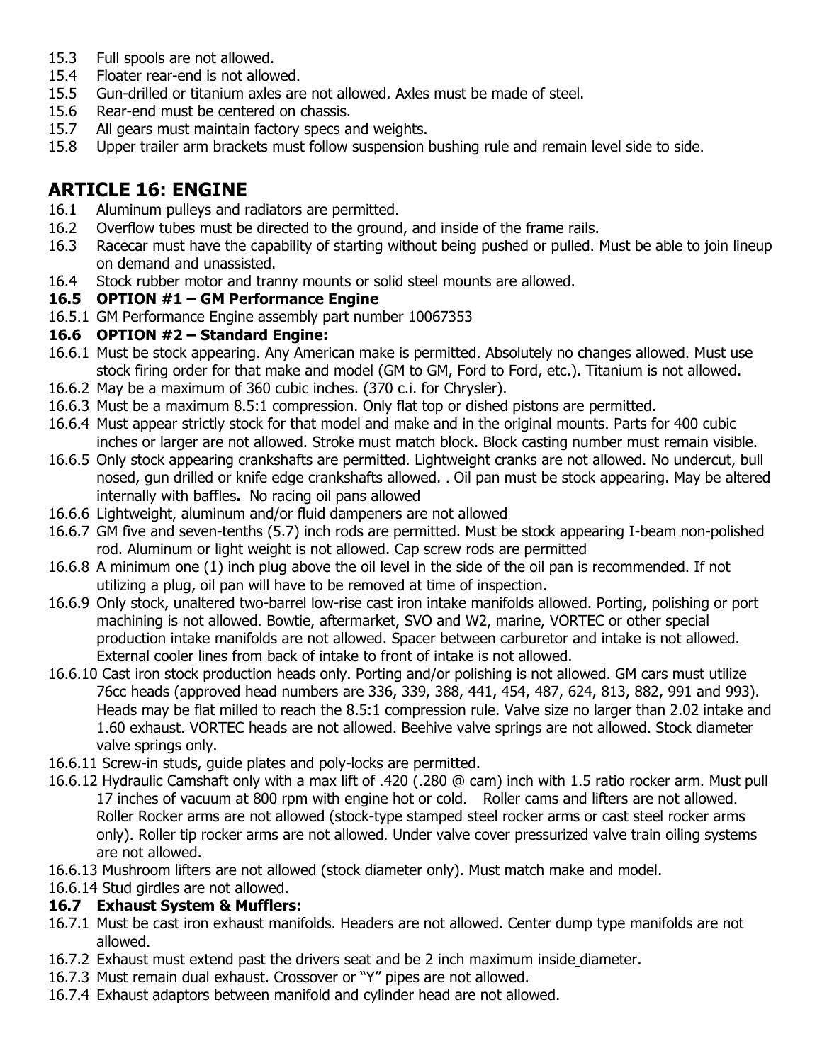15.3 Full spools are not allowed.
15.4 Floater rear-end is not allowed.
15.5 Gun-drilled or titanium axles are not allowed. Axles must be made of steel.
15.6 Rear-end must be centered on chassis.
15.7 All gears must maintain factory specs and weights.
15.8 Upper trailer arm brackets must follow suspension bushing rule and remain level side to side.

## ARTICLE 16: ENGINE

16.1 Aluminum pulleys and radiators are permitted.
16.2 Overflow tubes must be directed to the ground, and inside of the frame rails.
16.3 Racecar must have the capability of starting without being pushed or pulled. Must be able to join lineup on demand and unassisted.
16.4 Stock rubber motor and tranny mounts or solid steel mounts are allowed.

**16.5 OPTION #1 – GM Performance Engine**

16.5.1 GM Performance Engine assembly part number 10067353

**16.6 OPTION #2 – Standard Engine:**

16.6.1 Must be stock appearing. Any American make is permitted. Absolutely no changes allowed. Must use stock firing order for that make and model (GM to GM, Ford to Ford, etc.). Titanium is not allowed.
16.6.2 May be a maximum of 360 cubic inches. (370 c.i. for Chrysler).
16.6.3 Must be a maximum 8.5:1 compression. Only flat top or dished pistons are permitted.
16.6.4 Must appear strictly stock for that model and make and in the original mounts. Parts for 400 cubic inches or larger are not allowed. Stroke must match block. Block casting number must remain visible.
16.6.5 Only stock appearing crankshafts are permitted. Lightweight cranks are not allowed. No undercut, bull nosed, gun drilled or knife edge crankshafts allowed. . Oil pan must be stock appearing. May be altered internally with baffles**.** No racing oil pans allowed
16.6.6 Lightweight, aluminum and/or fluid dampeners are not allowed
16.6.7 GM five and seven-tenths (5.7) inch rods are permitted. Must be stock appearing I-beam non-polished rod. Aluminum or light weight is not allowed. Cap screw rods are permitted
16.6.8 A minimum one (1) inch plug above the oil level in the side of the oil pan is recommended. If not utilizing a plug, oil pan will have to be removed at time of inspection.
16.6.9 Only stock, unaltered two-barrel low-rise cast iron intake manifolds allowed. Porting, polishing or port machining is not allowed. Bowtie, aftermarket, SVO and W2, marine, VORTEC or other special production intake manifolds are not allowed. Spacer between carburetor and intake is not allowed. External cooler lines from back of intake to front of intake is not allowed.
16.6.10 Cast iron stock production heads only. Porting and/or polishing is not allowed. GM cars must utilize 76cc heads (approved head numbers are 336, 339, 388, 441, 454, 487, 624, 813, 882, 991 and 993). Heads may be flat milled to reach the 8.5:1 compression rule. Valve size no larger than 2.02 intake and 1.60 exhaust. VORTEC heads are not allowed. Beehive valve springs are not allowed. Stock diameter valve springs only.
16.6.11 Screw-in studs, guide plates and poly-locks are permitted.
16.6.12 Hydraulic Camshaft only with a max lift of .420 (.280 @ cam) inch with 1.5 ratio rocker arm. Must pull 17 inches of vacuum at 800 rpm with engine hot or cold. Roller cams and lifters are not allowed. Roller Rocker arms are not allowed (stock-type stamped steel rocker arms or cast steel rocker arms only). Roller tip rocker arms are not allowed. Under valve cover pressurized valve train oiling systems are not allowed.
16.6.13 Mushroom lifters are not allowed (stock diameter only). Must match make and model.
16.6.14 Stud girdles are not allowed.

**16.7 Exhaust System & Mufflers:**

16.7.1 Must be cast iron exhaust manifolds. Headers are not allowed. Center dump type manifolds are not allowed.
16.7.2 Exhaust must extend past the drivers seat and be 2 inch maximum inside diameter.
16.7.3 Must remain dual exhaust. Crossover or "Y" pipes are not allowed.
16.7.4 Exhaust adaptors between manifold and cylinder head are not allowed.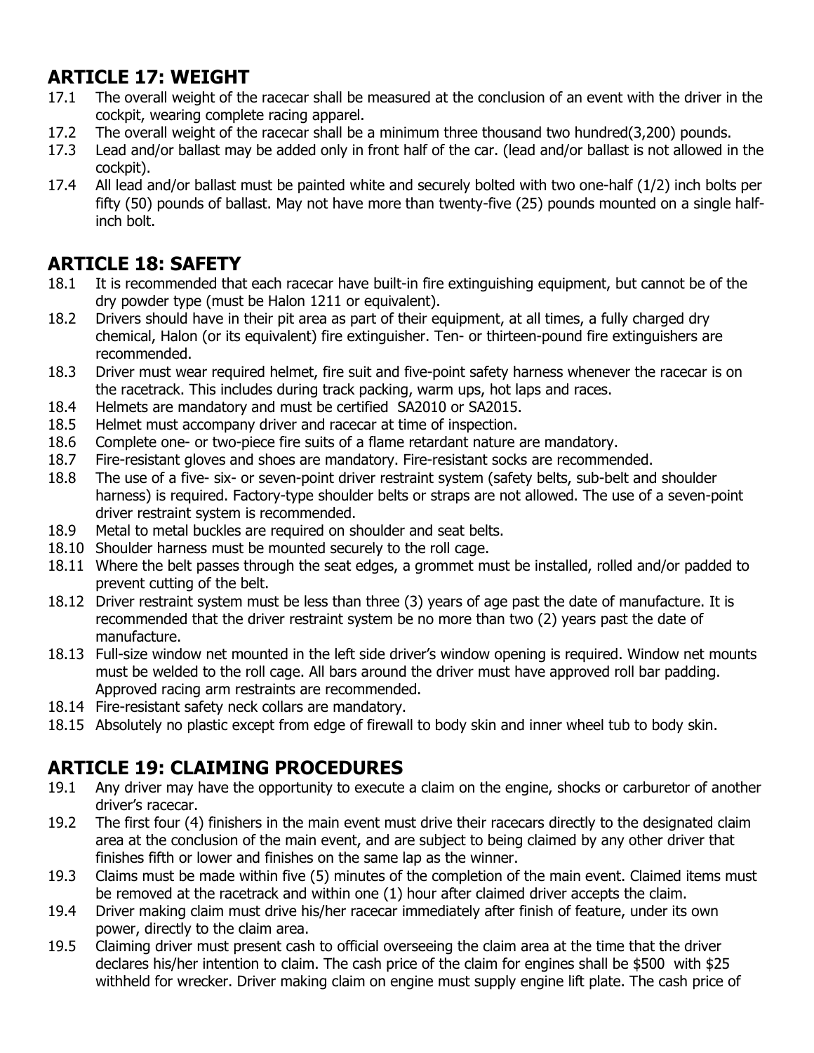## ARTICLE 17: WEIGHT

17.1 The overall weight of the racecar shall be measured at the conclusion of an event with the driver in the cockpit, wearing complete racing apparel.

17.2 The overall weight of the racecar shall be a minimum three thousand two hundred(3,200) pounds.

17.3 Lead and/or ballast may be added only in front half of the car. (lead and/or ballast is not allowed in the cockpit).

17.4 All lead and/or ballast must be painted white and securely bolted with two one-half (1/2) inch bolts per fifty (50) pounds of ballast. May not have more than twenty-five (25) pounds mounted on a single half-inch bolt.

## ARTICLE 18: SAFETY

18.1 It is recommended that each racecar have built-in fire extinguishing equipment, but cannot be of the dry powder type (must be Halon 1211 or equivalent).

18.2 Drivers should have in their pit area as part of their equipment, at all times, a fully charged dry chemical, Halon (or its equivalent) fire extinguisher. Ten- or thirteen-pound fire extinguishers are recommended.

18.3 Driver must wear required helmet, fire suit and five-point safety harness whenever the racecar is on the racetrack. This includes during track packing, warm ups, hot laps and races.

18.4 Helmets are mandatory and must be certified SA2010 or SA2015.

18.5 Helmet must accompany driver and racecar at time of inspection.

18.6 Complete one- or two-piece fire suits of a flame retardant nature are mandatory.

18.7 Fire-resistant gloves and shoes are mandatory. Fire-resistant socks are recommended.

18.8 The use of a five- six- or seven-point driver restraint system (safety belts, sub-belt and shoulder harness) is required. Factory-type shoulder belts or straps are not allowed. The use of a seven-point driver restraint system is recommended.

18.9 Metal to metal buckles are required on shoulder and seat belts.

18.10 Shoulder harness must be mounted securely to the roll cage.

18.11 Where the belt passes through the seat edges, a grommet must be installed, rolled and/or padded to prevent cutting of the belt.

18.12 Driver restraint system must be less than three (3) years of age past the date of manufacture. It is recommended that the driver restraint system be no more than two (2) years past the date of manufacture.

18.13 Full-size window net mounted in the left side driver's window opening is required. Window net mounts must be welded to the roll cage. All bars around the driver must have approved roll bar padding. Approved racing arm restraints are recommended.

18.14 Fire-resistant safety neck collars are mandatory.

18.15 Absolutely no plastic except from edge of firewall to body skin and inner wheel tub to body skin.

## ARTICLE 19: CLAIMING PROCEDURES

19.1 Any driver may have the opportunity to execute a claim on the engine, shocks or carburetor of another driver's racecar.

19.2 The first four (4) finishers in the main event must drive their racecars directly to the designated claim area at the conclusion of the main event, and are subject to being claimed by any other driver that finishes fifth or lower and finishes on the same lap as the winner.

19.3 Claims must be made within five (5) minutes of the completion of the main event. Claimed items must be removed at the racetrack and within one (1) hour after claimed driver accepts the claim.

19.4 Driver making claim must drive his/her racecar immediately after finish of feature, under its own power, directly to the claim area.

19.5 Claiming driver must present cash to official overseeing the claim area at the time that the driver declares his/her intention to claim. The cash price of the claim for engines shall be $500 with $25 withheld for wrecker. Driver making claim on engine must supply engine lift plate. The cash price of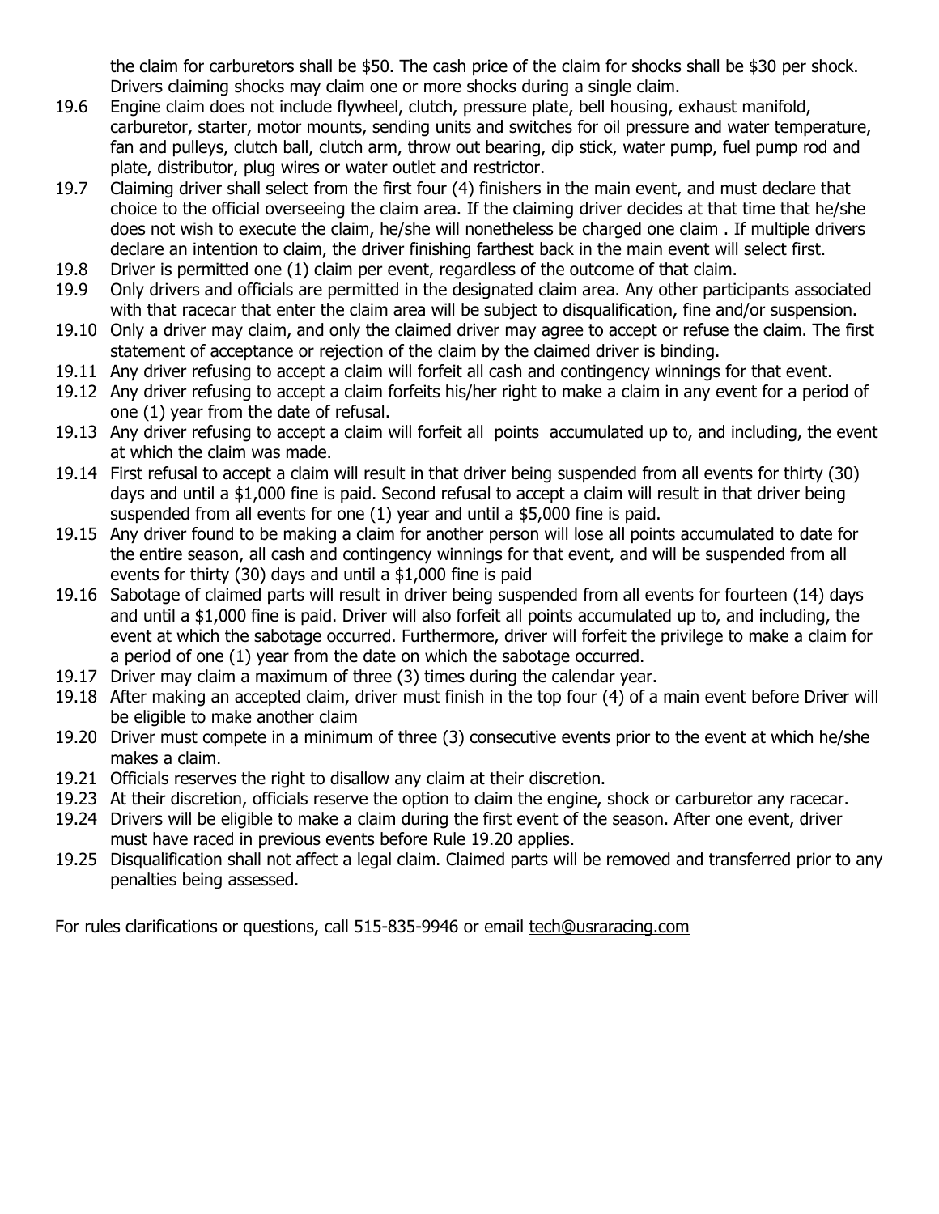the claim for carburetors shall be $50. The cash price of the claim for shocks shall be $30 per shock. Drivers claiming shocks may claim one or more shocks during a single claim.

19.6 Engine claim does not include flywheel, clutch, pressure plate, bell housing, exhaust manifold, carburetor, starter, motor mounts, sending units and switches for oil pressure and water temperature, fan and pulleys, clutch ball, clutch arm, throw out bearing, dip stick, water pump, fuel pump rod and plate, distributor, plug wires or water outlet and restrictor.

19.7 Claiming driver shall select from the first four (4) finishers in the main event, and must declare that choice to the official overseeing the claim area. If the claiming driver decides at that time that he/she does not wish to execute the claim, he/she will nonetheless be charged one claim . If multiple drivers declare an intention to claim, the driver finishing farthest back in the main event will select first.

19.8 Driver is permitted one (1) claim per event, regardless of the outcome of that claim.

19.9 Only drivers and officials are permitted in the designated claim area. Any other participants associated with that racecar that enter the claim area will be subject to disqualification, fine and/or suspension.

19.10 Only a driver may claim, and only the claimed driver may agree to accept or refuse the claim. The first statement of acceptance or rejection of the claim by the claimed driver is binding.

19.11 Any driver refusing to accept a claim will forfeit all cash and contingency winnings for that event.

19.12 Any driver refusing to accept a claim forfeits his/her right to make a claim in any event for a period of one (1) year from the date of refusal.

19.13 Any driver refusing to accept a claim will forfeit all points accumulated up to, and including, the event at which the claim was made.

19.14 First refusal to accept a claim will result in that driver being suspended from all events for thirty (30) days and until a $1,000 fine is paid. Second refusal to accept a claim will result in that driver being suspended from all events for one (1) year and until a $5,000 fine is paid.

19.15 Any driver found to be making a claim for another person will lose all points accumulated to date for the entire season, all cash and contingency winnings for that event, and will be suspended from all events for thirty (30) days and until a $1,000 fine is paid

19.16 Sabotage of claimed parts will result in driver being suspended from all events for fourteen (14) days and until a $1,000 fine is paid. Driver will also forfeit all points accumulated up to, and including, the event at which the sabotage occurred. Furthermore, driver will forfeit the privilege to make a claim for a period of one (1) year from the date on which the sabotage occurred.

19.17 Driver may claim a maximum of three (3) times during the calendar year.

19.18 After making an accepted claim, driver must finish in the top four (4) of a main event before Driver will be eligible to make another claim

19.20 Driver must compete in a minimum of three (3) consecutive events prior to the event at which he/she makes a claim.

19.21 Officials reserves the right to disallow any claim at their discretion.

19.23 At their discretion, officials reserve the option to claim the engine, shock or carburetor any racecar.

19.24 Drivers will be eligible to make a claim during the first event of the season. After one event, driver must have raced in previous events before Rule 19.20 applies.

19.25 Disqualification shall not affect a legal claim. Claimed parts will be removed and transferred prior to any penalties being assessed.

For rules clarifications or questions, call 515-835-9946 or email tech@usraracing.com